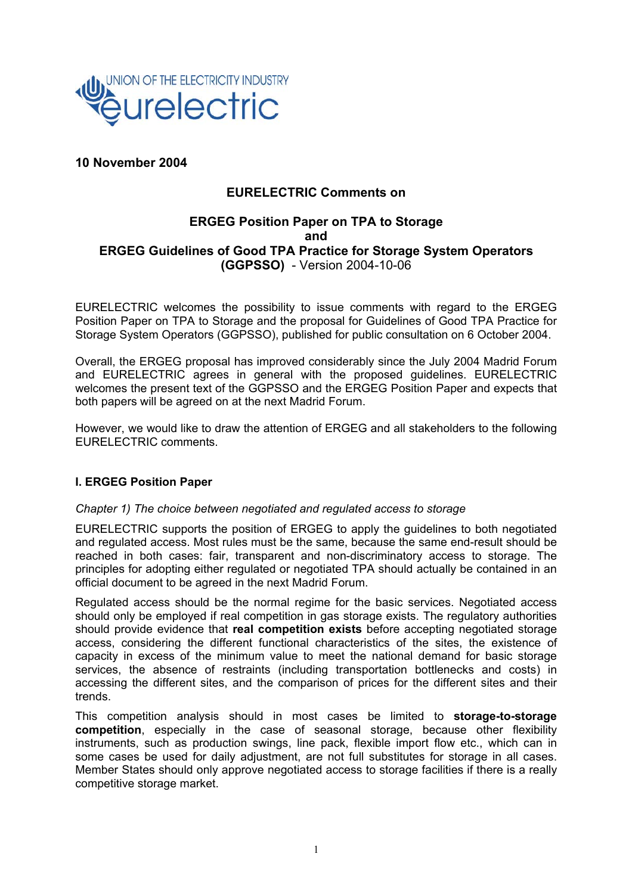UNION OF THE ELECTRICITY INDUSTRY
eurelectric

**10 November 2004**

## EURELECTRIC Comments on

## ERGEG Position Paper on TPA to Storage and ERGEG Guidelines of Good TPA Practice for Storage System Operators (GGPSSO) - Version 2004-10-06

EURELECTRIC welcomes the possibility to issue comments with regard to the ERGEG Position Paper on TPA to Storage and the proposal for Guidelines of Good TPA Practice for Storage System Operators (GGPSSO), published for public consultation on 6 October 2004.

Overall, the ERGEG proposal has improved considerably since the July 2004 Madrid Forum and EURELECTRIC agrees in general with the proposed guidelines. EURELECTRIC welcomes the present text of the GGPSSO and the ERGEG Position Paper and expects that both papers will be agreed on at the next Madrid Forum.

However, we would like to draw the attention of ERGEG and all stakeholders to the following EURELECTRIC comments.

### I. ERGEG Position Paper

*Chapter 1) The choice between negotiated and regulated access to storage*

EURELECTRIC supports the position of ERGEG to apply the guidelines to both negotiated and regulated access. Most rules must be the same, because the same end-result should be reached in both cases: fair, transparent and non-discriminatory access to storage. The principles for adopting either regulated or negotiated TPA should actually be contained in an official document to be agreed in the next Madrid Forum.

Regulated access should be the normal regime for the basic services. Negotiated access should only be employed if real competition in gas storage exists. The regulatory authorities should provide evidence that **real competition exists** before accepting negotiated storage access, considering the different functional characteristics of the sites, the existence of capacity in excess of the minimum value to meet the national demand for basic storage services, the absence of restraints (including transportation bottlenecks and costs) in accessing the different sites, and the comparison of prices for the different sites and their trends.

This competition analysis should in most cases be limited to **storage-to-storage competition**, especially in the case of seasonal storage, because other flexibility instruments, such as production swings, line pack, flexible import flow etc., which can in some cases be used for daily adjustment, are not full substitutes for storage in all cases. Member States should only approve negotiated access to storage facilities if there is a really competitive storage market.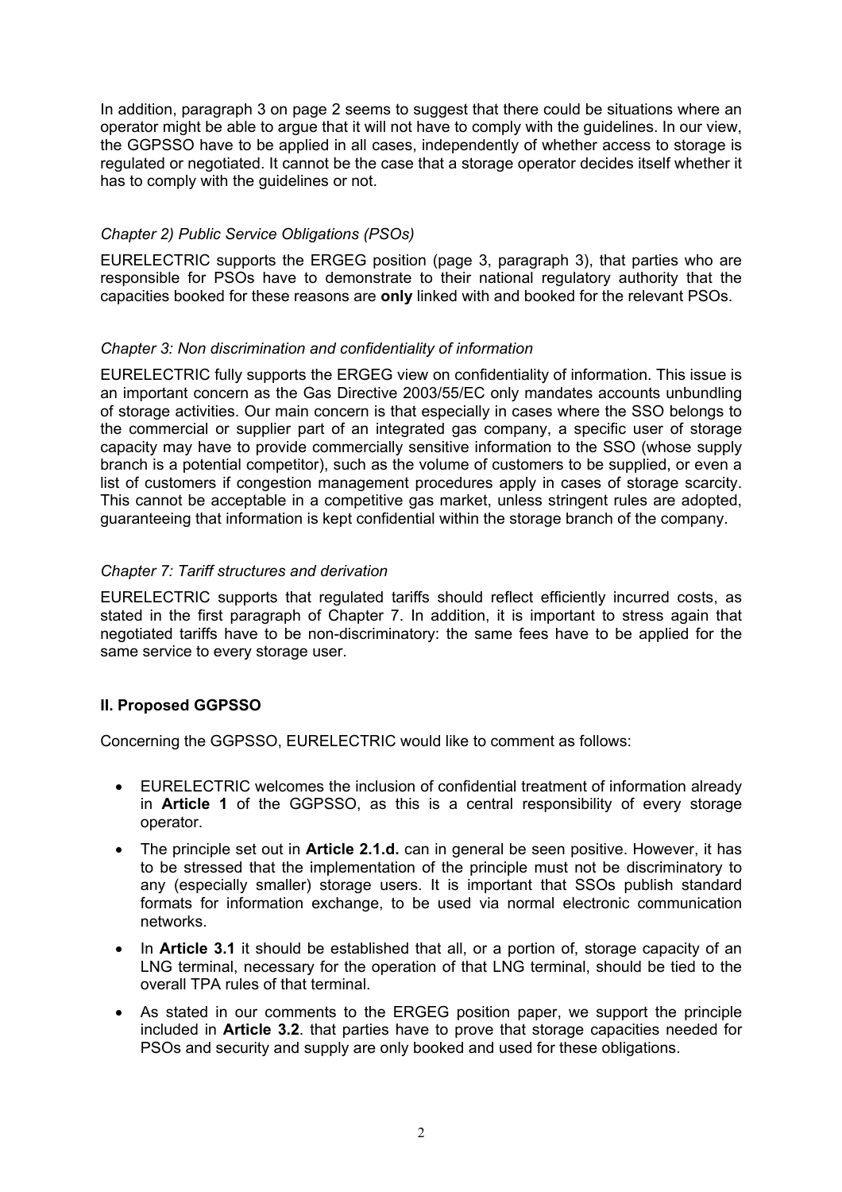In addition, paragraph 3 on page 2 seems to suggest that there could be situations where an operator might be able to argue that it will not have to comply with the guidelines. In our view, the GGPSSO have to be applied in all cases, independently of whether access to storage is regulated or negotiated. It cannot be the case that a storage operator decides itself whether it has to comply with the guidelines or not.

### *Chapter 2) Public Service Obligations (PSOs)*

EURELECTRIC supports the ERGEG position (page 3, paragraph 3), that parties who are responsible for PSOs have to demonstrate to their national regulatory authority that the capacities booked for these reasons are **only** linked with and booked for the relevant PSOs.

### *Chapter 3: Non discrimination and confidentiality of information*

EURELECTRIC fully supports the ERGEG view on confidentiality of information. This issue is an important concern as the Gas Directive 2003/55/EC only mandates accounts unbundling of storage activities. Our main concern is that especially in cases where the SSO belongs to the commercial or supplier part of an integrated gas company, a specific user of storage capacity may have to provide commercially sensitive information to the SSO (whose supply branch is a potential competitor), such as the volume of customers to be supplied, or even a list of customers if congestion management procedures apply in cases of storage scarcity. This cannot be acceptable in a competitive gas market, unless stringent rules are adopted, guaranteeing that information is kept confidential within the storage branch of the company.

### *Chapter 7: Tariff structures and derivation*

EURELECTRIC supports that regulated tariffs should reflect efficiently incurred costs, as stated in the first paragraph of Chapter 7. In addition, it is important to stress again that negotiated tariffs have to be non-discriminatory: the same fees have to be applied for the same service to every storage user.

## II. Proposed GGPSSO

Concerning the GGPSSO, EURELECTRIC would like to comment as follows:

- EURELECTRIC welcomes the inclusion of confidential treatment of information already in **Article 1** of the GGPSSO, as this is a central responsibility of every storage operator.
- The principle set out in **Article 2.1.d.** can in general be seen positive. However, it has to be stressed that the implementation of the principle must not be discriminatory to any (especially smaller) storage users. It is important that SSOs publish standard formats for information exchange, to be used via normal electronic communication networks.
- In **Article 3.1** it should be established that all, or a portion of, storage capacity of an LNG terminal, necessary for the operation of that LNG terminal, should be tied to the overall TPA rules of that terminal.
- As stated in our comments to the ERGEG position paper, we support the principle included in **Article 3.2**. that parties have to prove that storage capacities needed for PSOs and security and supply are only booked and used for these obligations.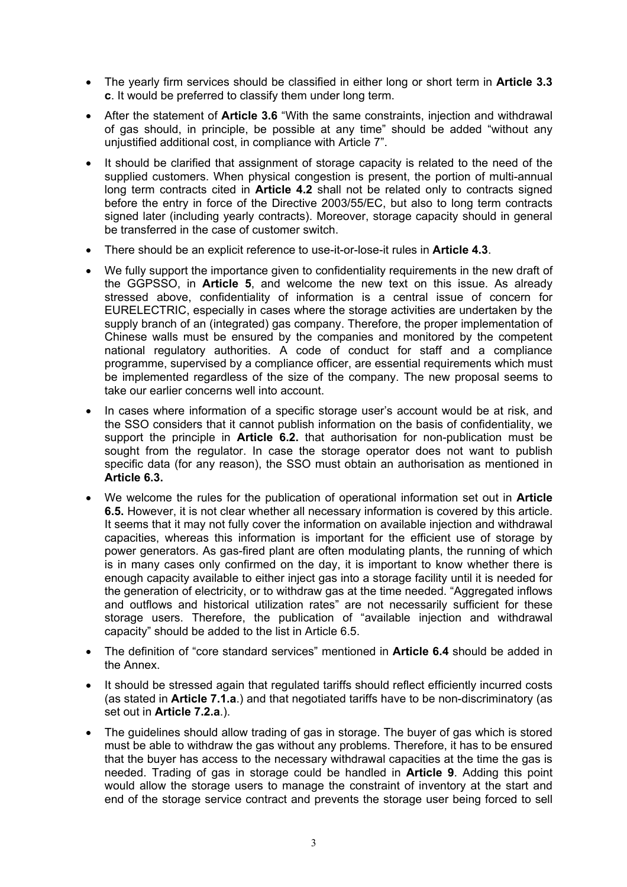- The yearly firm services should be classified in either long or short term in **Article 3.3 c**. It would be preferred to classify them under long term.
- After the statement of **Article 3.6** "With the same constraints, injection and withdrawal of gas should, in principle, be possible at any time" should be added "without any unjustified additional cost, in compliance with Article 7".
- It should be clarified that assignment of storage capacity is related to the need of the supplied customers. When physical congestion is present, the portion of multi-annual long term contracts cited in **Article 4.2** shall not be related only to contracts signed before the entry in force of the Directive 2003/55/EC, but also to long term contracts signed later (including yearly contracts). Moreover, storage capacity should in general be transferred in the case of customer switch.
- There should be an explicit reference to use-it-or-lose-it rules in **Article 4.3**.
- We fully support the importance given to confidentiality requirements in the new draft of the GGPSSO, in **Article 5**, and welcome the new text on this issue. As already stressed above, confidentiality of information is a central issue of concern for EURELECTRIC, especially in cases where the storage activities are undertaken by the supply branch of an (integrated) gas company. Therefore, the proper implementation of Chinese walls must be ensured by the companies and monitored by the competent national regulatory authorities. A code of conduct for staff and a compliance programme, supervised by a compliance officer, are essential requirements which must be implemented regardless of the size of the company. The new proposal seems to take our earlier concerns well into account.
- In cases where information of a specific storage user's account would be at risk, and the SSO considers that it cannot publish information on the basis of confidentiality, we support the principle in **Article 6.2.** that authorisation for non-publication must be sought from the regulator. In case the storage operator does not want to publish specific data (for any reason), the SSO must obtain an authorisation as mentioned in **Article 6.3.**
- We welcome the rules for the publication of operational information set out in **Article 6.5.** However, it is not clear whether all necessary information is covered by this article. It seems that it may not fully cover the information on available injection and withdrawal capacities, whereas this information is important for the efficient use of storage by power generators. As gas-fired plant are often modulating plants, the running of which is in many cases only confirmed on the day, it is important to know whether there is enough capacity available to either inject gas into a storage facility until it is needed for the generation of electricity, or to withdraw gas at the time needed. "Aggregated inflows and outflows and historical utilization rates" are not necessarily sufficient for these storage users. Therefore, the publication of "available injection and withdrawal capacity" should be added to the list in Article 6.5.
- The definition of "core standard services" mentioned in **Article 6.4** should be added in the Annex.
- It should be stressed again that regulated tariffs should reflect efficiently incurred costs (as stated in **Article 7.1.a**.) and that negotiated tariffs have to be non-discriminatory (as set out in **Article 7.2.a**.).
- The guidelines should allow trading of gas in storage. The buyer of gas which is stored must be able to withdraw the gas without any problems. Therefore, it has to be ensured that the buyer has access to the necessary withdrawal capacities at the time the gas is needed. Trading of gas in storage could be handled in **Article 9**. Adding this point would allow the storage users to manage the constraint of inventory at the start and end of the storage service contract and prevents the storage user being forced to sell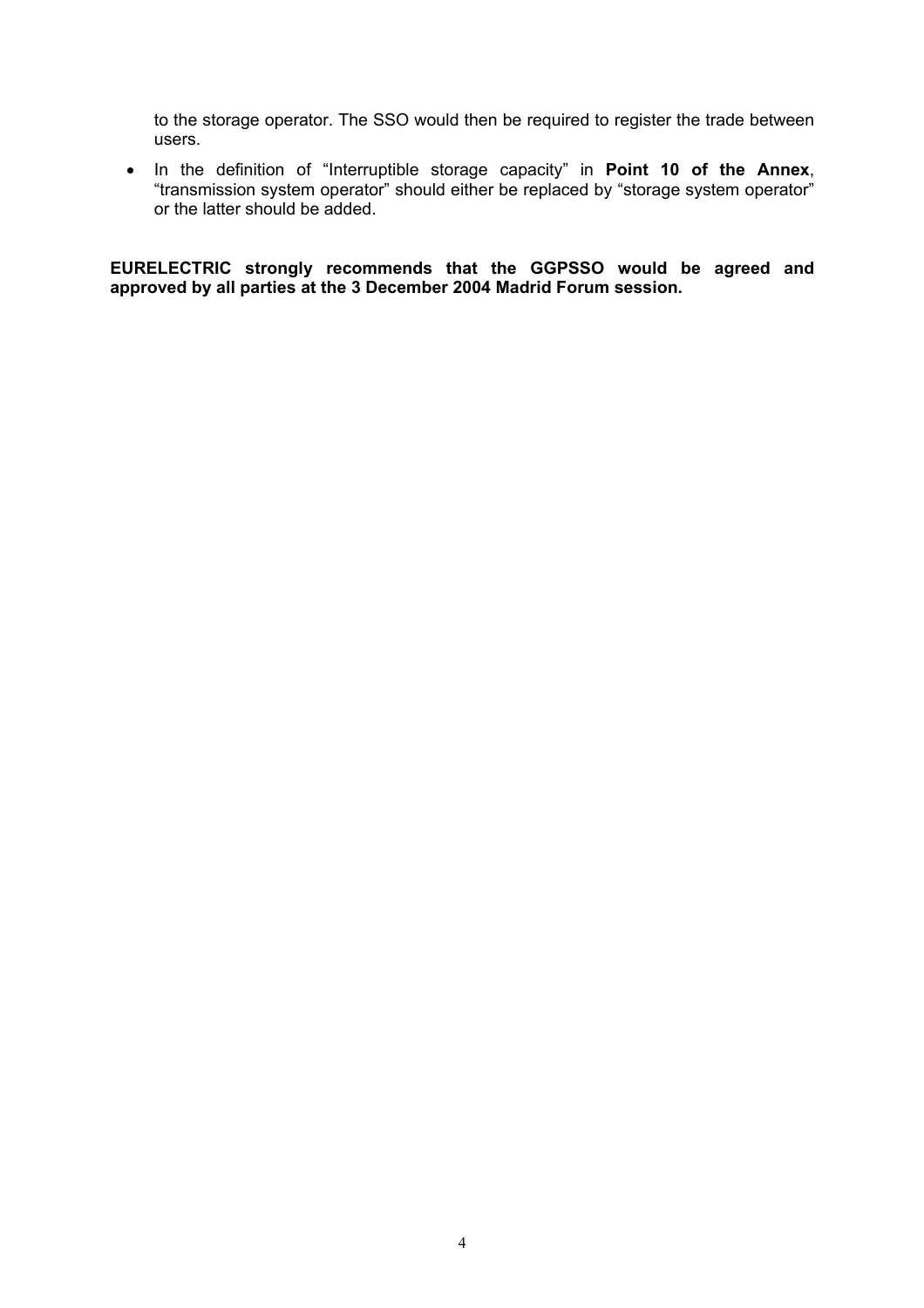to the storage operator. The SSO would then be required to register the trade between users.

- In the definition of "Interruptible storage capacity" in **Point 10 of the Annex**, "transmission system operator" should either be replaced by "storage system operator" or the latter should be added.

**EURELECTRIC strongly recommends that the GGPSSO would be agreed and approved by all parties at the 3 December 2004 Madrid Forum session.**